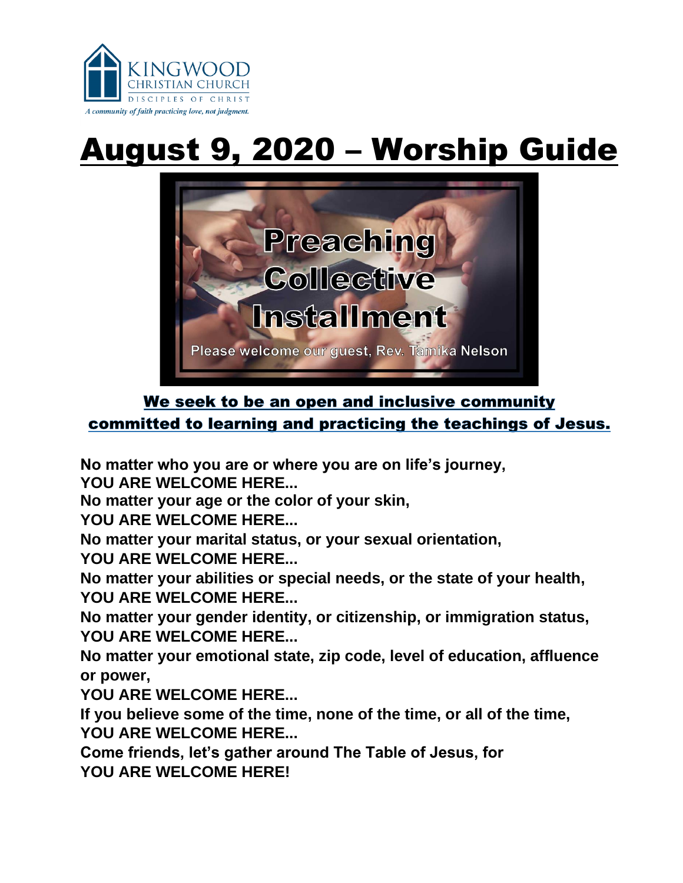KINGWOOD
CHRISTIAN CHURCH
DISCIPLES OF CHRIST
*A community of faith practicing love, not judgment.*

# August 9, 2020 – Worship Guide

**Preaching Collective Installment**

Please welcome our guest, Rev. Tamika Nelson

**We seek to be an open and inclusive community committed to learning and practicing the teachings of Jesus.**

**No matter who you are or where you are on life's journey,**
**YOU ARE WELCOME HERE...**
**No matter your age or the color of your skin,**
**YOU ARE WELCOME HERE...**
**No matter your marital status, or your sexual orientation,**
**YOU ARE WELCOME HERE...**
**No matter your abilities or special needs, or the state of your health,**
**YOU ARE WELCOME HERE...**
**No matter your gender identity, or citizenship, or immigration status,**
**YOU ARE WELCOME HERE...**
**No matter your emotional state, zip code, level of education, affluence or power,**
**YOU ARE WELCOME HERE...**
**If you believe some of the time, none of the time, or all of the time,**
**YOU ARE WELCOME HERE...**
**Come friends, let's gather around The Table of Jesus, for**
**YOU ARE WELCOME HERE!**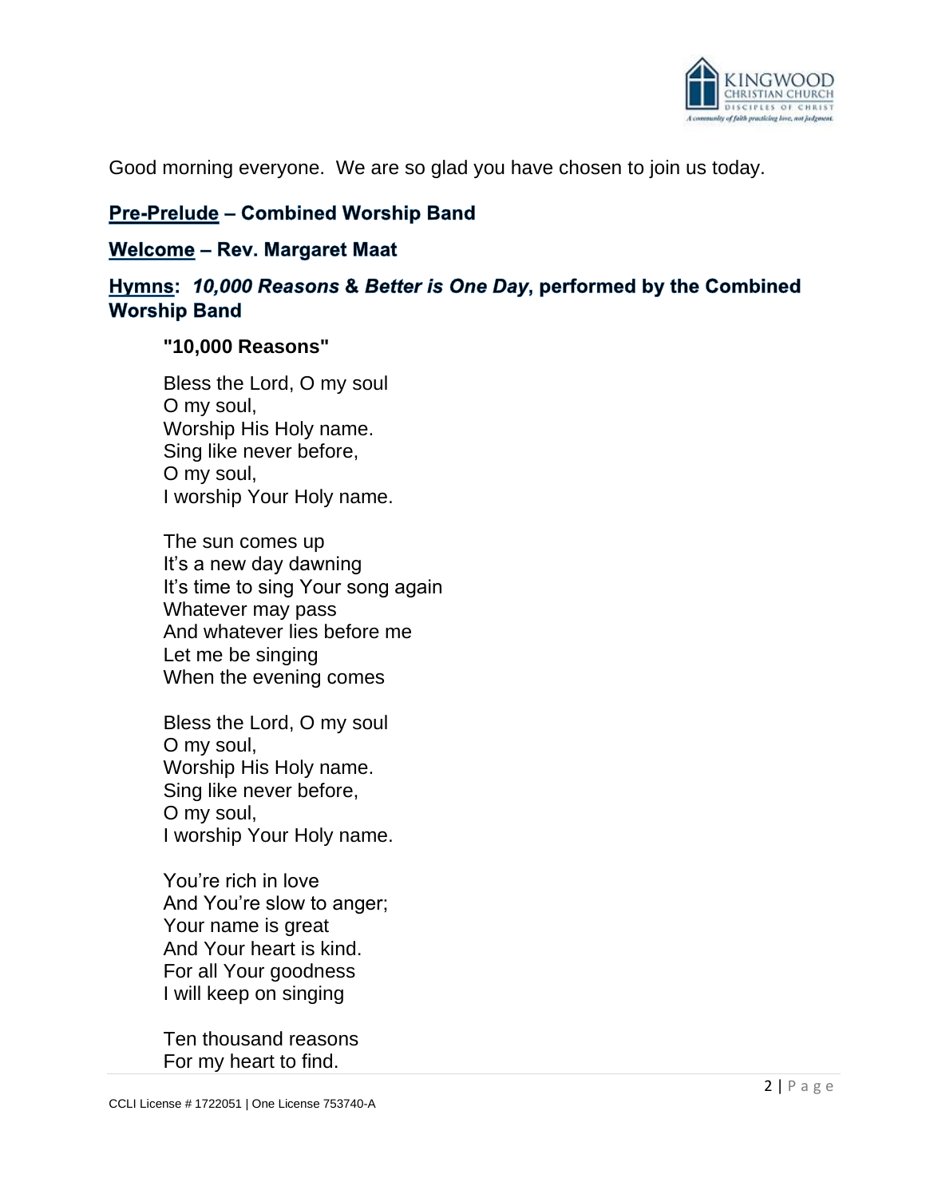Good morning everyone. We are so glad you have chosen to join us today.

**Pre-Prelude – Combined Worship Band**

**Welcome – Rev. Margaret Maat**

**Hymns: *10,000 Reasons* & *Better is One Day*, performed by the Combined Worship Band**

**"10,000 Reasons"**

Bless the Lord, O my soul
O my soul,
Worship His Holy name.
Sing like never before,
O my soul,
I worship Your Holy name.

The sun comes up
It's a new day dawning
It's time to sing Your song again
Whatever may pass
And whatever lies before me
Let me be singing
When the evening comes

Bless the Lord, O my soul
O my soul,
Worship His Holy name.
Sing like never before,
O my soul,
I worship Your Holy name.

You're rich in love
And You're slow to anger;
Your name is great
And Your heart is kind.
For all Your goodness
I will keep on singing

Ten thousand reasons
For my heart to find.

CCLI License # 1722051 | One License 753740-A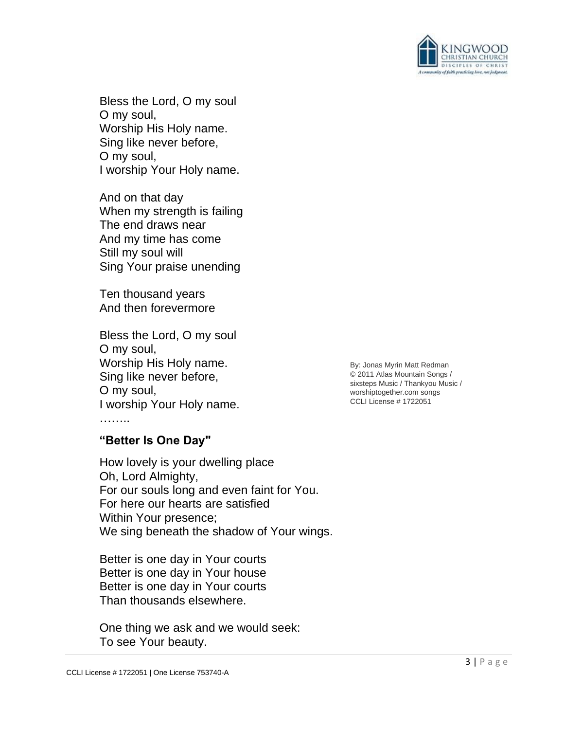Bless the Lord, O my soul
O my soul,
Worship His Holy name.
Sing like never before,
O my soul,
I worship Your Holy name.

And on that day
When my strength is failing
The end draws near
And my time has come
Still my soul will
Sing Your praise unending

Ten thousand years
And then forevermore

Bless the Lord, O my soul
O my soul,
Worship His Holy name.
Sing like never before,
O my soul,
I worship Your Holy name.
……..

By: Jonas Myrin Matt Redman
© 2011 Atlas Mountain Songs / sixsteps Music / Thankyou Music / worshiptogether.com songs
CCLI License # 1722051

### "Better Is One Day"

How lovely is your dwelling place
Oh, Lord Almighty,
For our souls long and even faint for You.
For here our hearts are satisfied
Within Your presence;
We sing beneath the shadow of Your wings.

Better is one day in Your courts
Better is one day in Your house
Better is one day in Your courts
Than thousands elsewhere.

One thing we ask and we would seek:
To see Your beauty.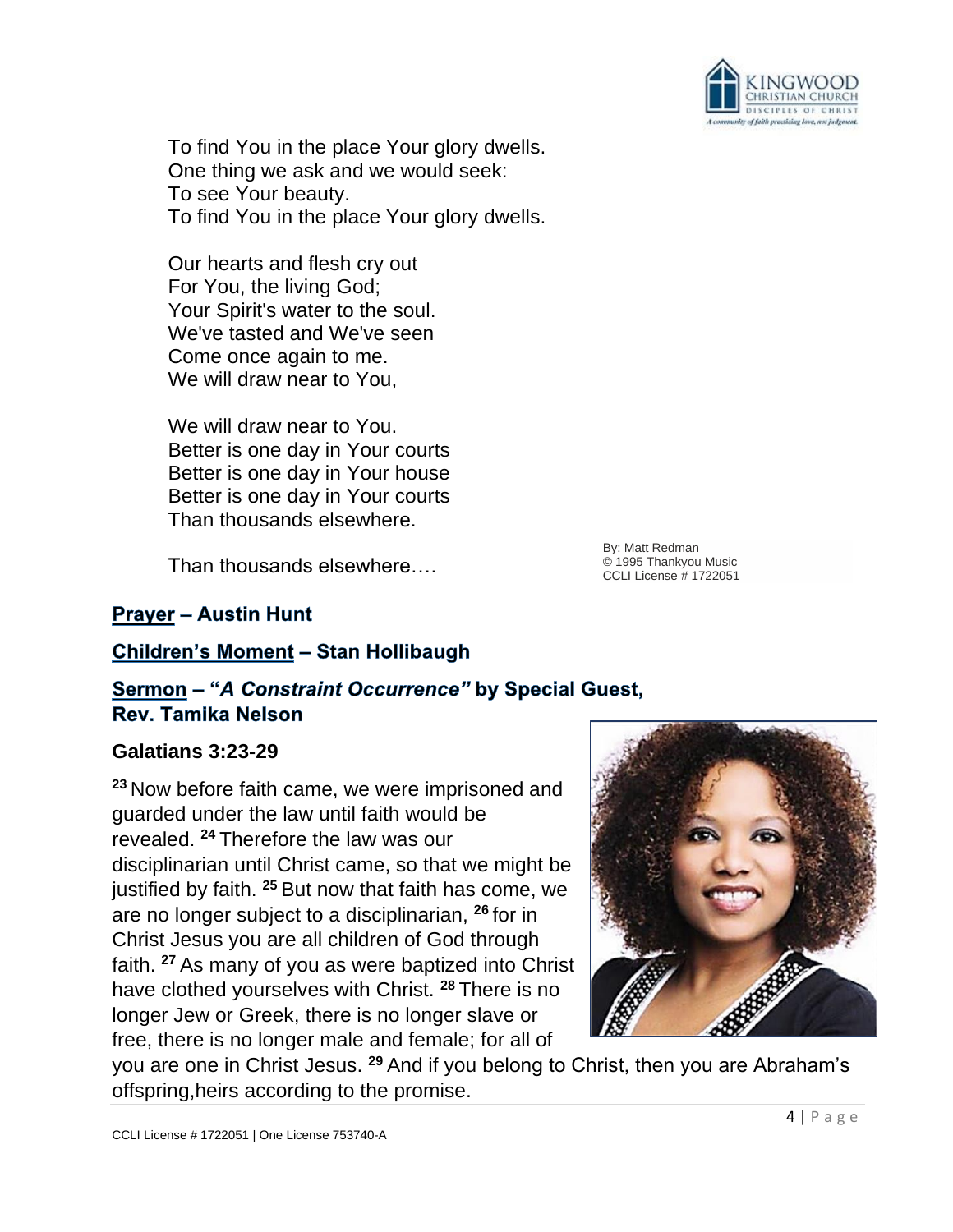To find You in the place Your glory dwells.
One thing we ask and we would seek:
To see Your beauty.
To find You in the place Your glory dwells.

Our hearts and flesh cry out
For You, the living God;
Your Spirit's water to the soul.
We've tasted and We've seen
Come once again to me.
We will draw near to You,

We will draw near to You.
Better is one day in Your courts
Better is one day in Your house
Better is one day in Your courts
Than thousands elsewhere.

Than thousands elsewhere….

By: Matt Redman
© 1995 Thankyou Music
CCLI License # 1722051

**Prayer – Austin Hunt**

**Children's Moment – Stan Hollibaugh**

**Sermon – "*A Constraint Occurrence*" by Special Guest, Rev. Tamika Nelson**

**Galatians 3:23-29**

**23** Now before faith came, we were imprisoned and guarded under the law until faith would be revealed. **24** Therefore the law was our disciplinarian until Christ came, so that we might be justified by faith. **25** But now that faith has come, we are no longer subject to a disciplinarian, **26** for in Christ Jesus you are all children of God through faith. **27** As many of you as were baptized into Christ have clothed yourselves with Christ. **28** There is no longer Jew or Greek, there is no longer slave or free, there is no longer male and female; for all of you are one in Christ Jesus. **29** And if you belong to Christ, then you are Abraham's offspring,heirs according to the promise.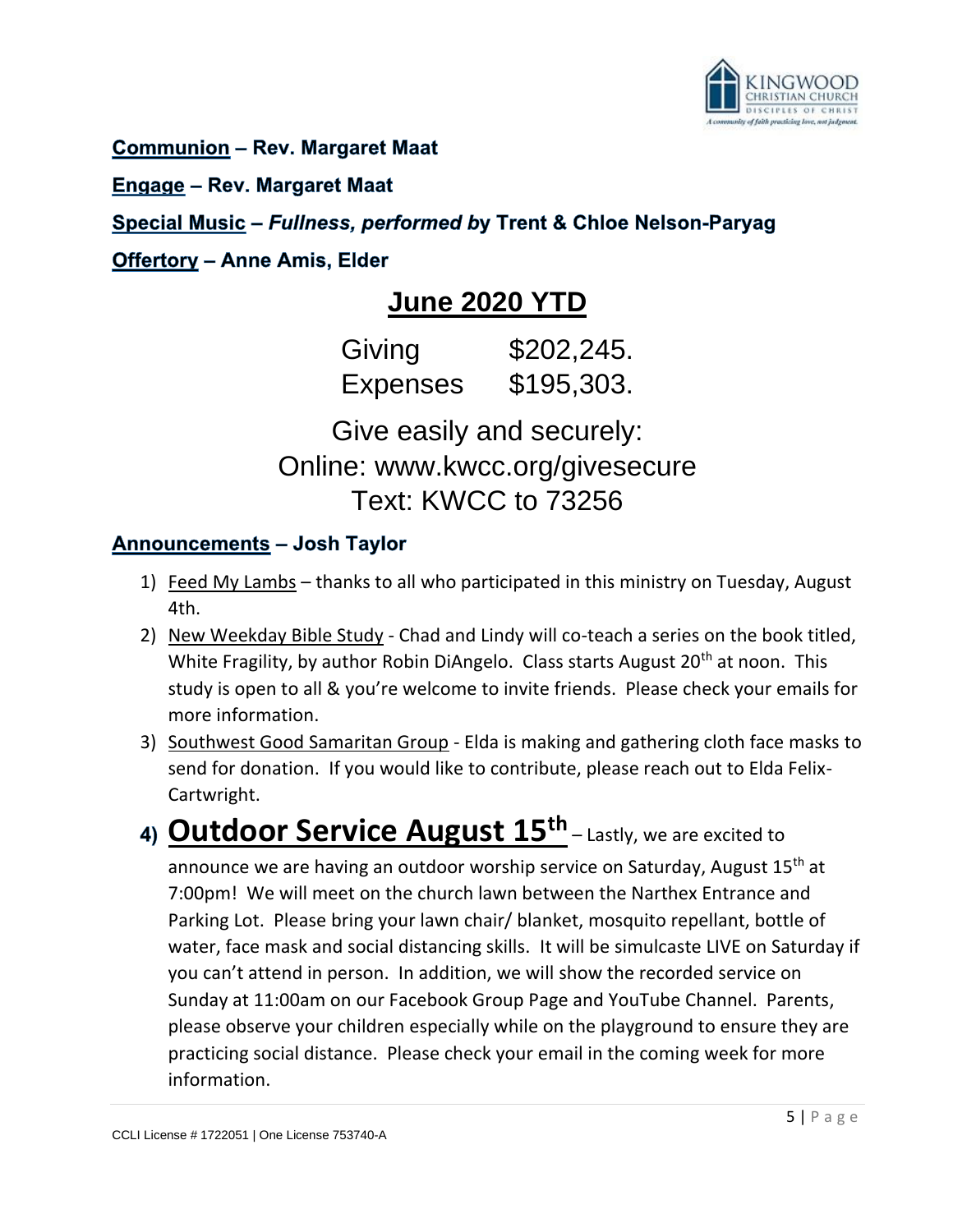**Communion** – **Rev. Margaret Maat**

**Engage** – **Rev. Margaret Maat**

**Special Music** – ***Fullness, performed by*** **Trent & Chloe Nelson-Paryag**

**Offertory** – **Anne Amis, Elder**

## June 2020 YTD

| | |
|---|---|
| Giving | $202,245. |
| Expenses | $195,303. |

Give easily and securely:
Online: www.kwcc.org/givesecure
Text: KWCC to 73256

**Announcements** – **Josh Taylor**

1) Feed My Lambs – thanks to all who participated in this ministry on Tuesday, August 4th.
2) New Weekday Bible Study - Chad and Lindy will co-teach a series on the book titled, White Fragility, by author Robin DiAngelo. Class starts August 20th at noon. This study is open to all & you're welcome to invite friends. Please check your emails for more information.
3) Southwest Good Samaritan Group - Elda is making and gathering cloth face masks to send for donation. If you would like to contribute, please reach out to Elda Felix-Cartwright.
4) **Outdoor Service August 15th** – Lastly, we are excited to announce we are having an outdoor worship service on Saturday, August 15th at 7:00pm! We will meet on the church lawn between the Narthex Entrance and Parking Lot. Please bring your lawn chair/ blanket, mosquito repellant, bottle of water, face mask and social distancing skills. It will be simulcaste LIVE on Saturday if you can't attend in person. In addition, we will show the recorded service on Sunday at 11:00am on our Facebook Group Page and YouTube Channel. Parents, please observe your children especially while on the playground to ensure they are practicing social distance. Please check your email in the coming week for more information.

CCLI License # 1722051 | One License 753740-A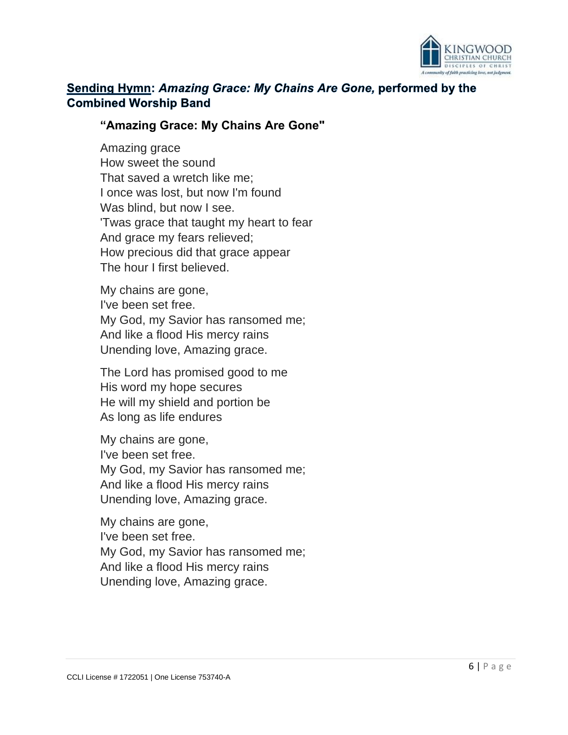**<u>Sending Hymn</u>: *Amazing Grace: My Chains Are Gone,* performed by the Combined Worship Band**

**"Amazing Grace: My Chains Are Gone"**

Amazing grace
How sweet the sound
That saved a wretch like me;
I once was lost, but now I'm found
Was blind, but now I see.
'Twas grace that taught my heart to fear
And grace my fears relieved;
How precious did that grace appear
The hour I first believed.

My chains are gone,
I've been set free.
My God, my Savior has ransomed me;
And like a flood His mercy rains
Unending love, Amazing grace.

The Lord has promised good to me
His word my hope secures
He will my shield and portion be
As long as life endures

My chains are gone,
I've been set free.
My God, my Savior has ransomed me;
And like a flood His mercy rains
Unending love, Amazing grace.

My chains are gone,
I've been set free.
My God, my Savior has ransomed me;
And like a flood His mercy rains
Unending love, Amazing grace.

CCLI License # 1722051 | One License 753740-A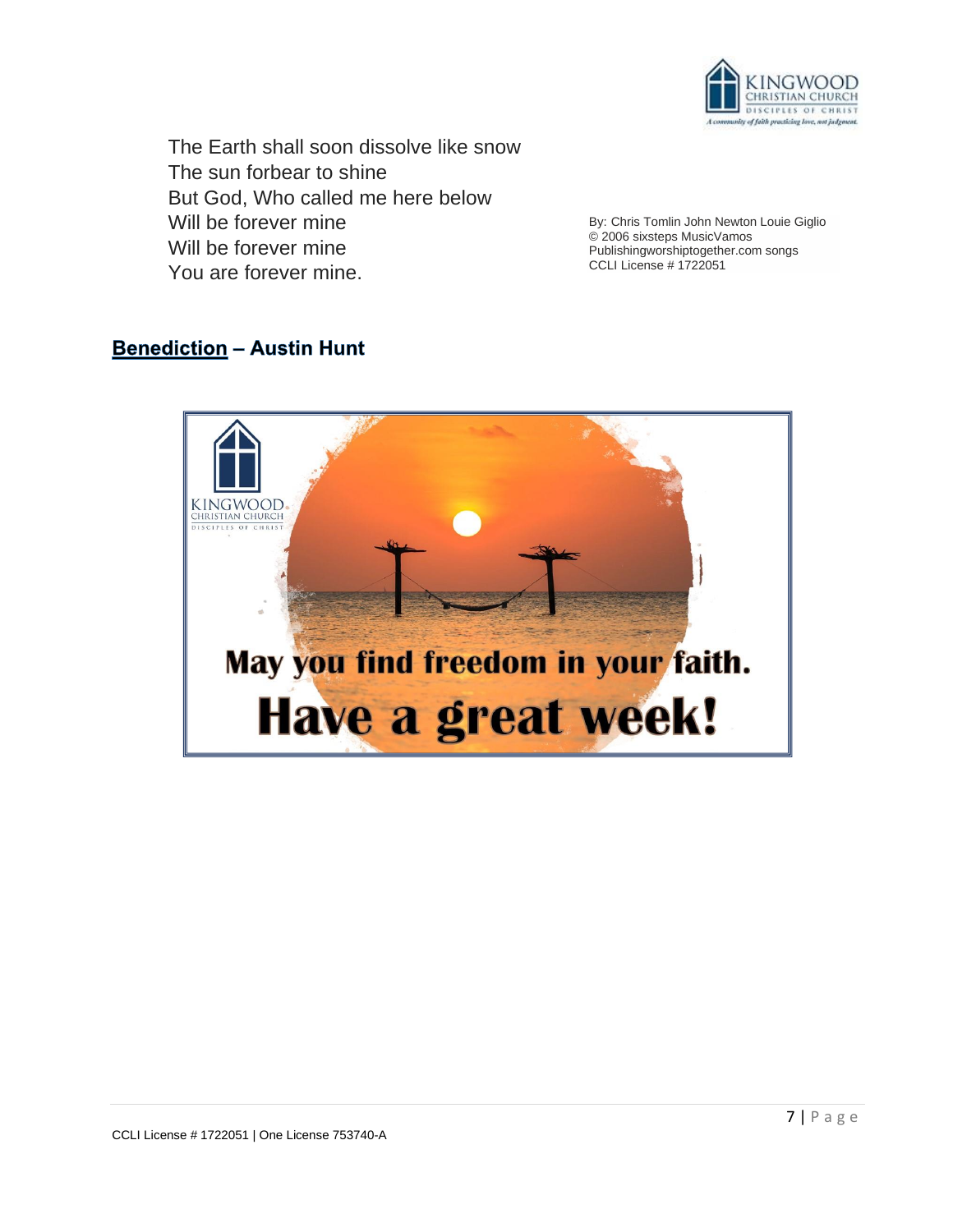The Earth shall soon dissolve like snow
The sun forbear to shine
But God, Who called me here below
Will be forever mine
Will be forever mine
You are forever mine.

By: Chris Tomlin John Newton Louie Giglio
© 2006 sixsteps MusicVamos
Publishingworshiptogether.com songs
CCLI License # 1722051

## Benediction – Austin Hunt

May you find freedom in your faith.

Have a great week!

CCLI License # 1722051 | One License 753740-A